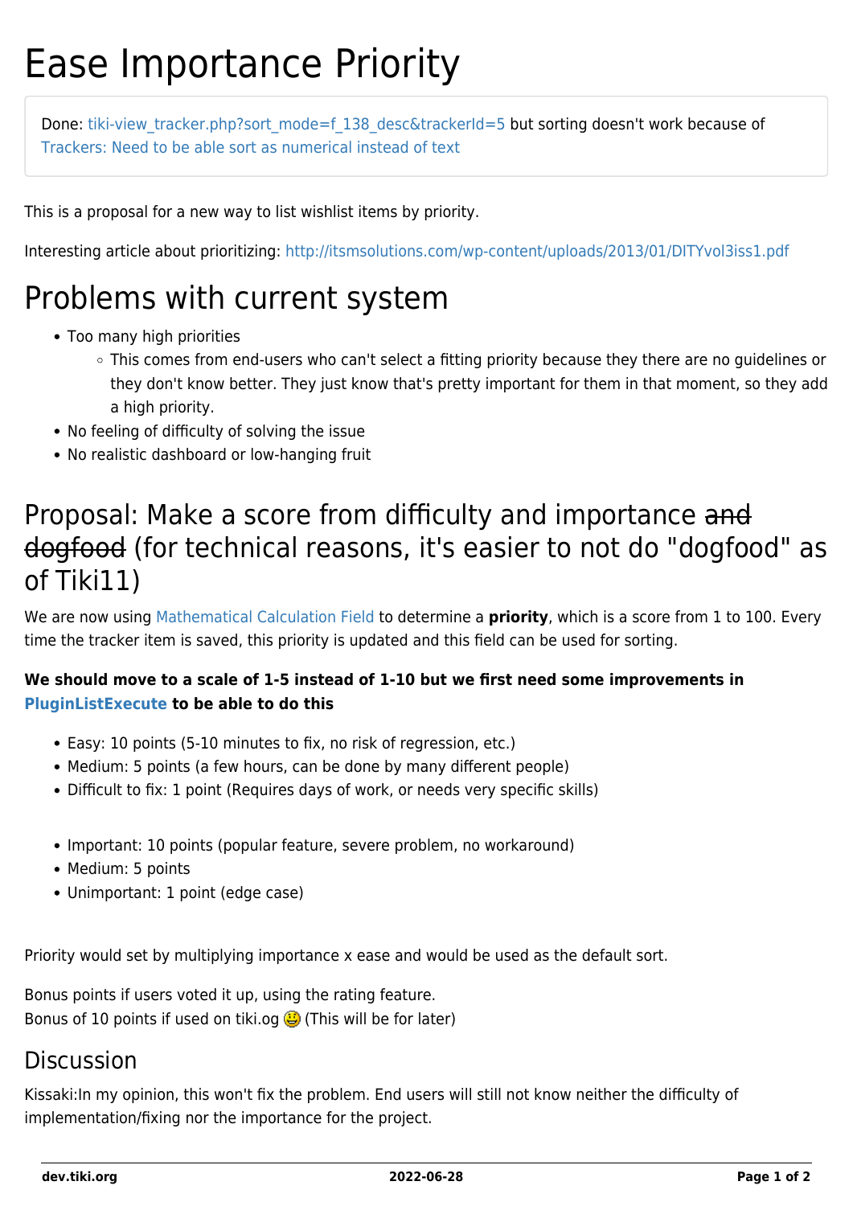# Ease Importance Priority

Done: tiki-view_tracker.php?sort_mode=f_138_desc&trackerId=5 but sorting doesn't work because of Trackers: Need to be able sort as numerical instead of text

This is a proposal for a new way to list wishlist items by priority.

Interesting article about prioritizing: http://itsmsolutions.com/wp-content/uploads/2013/01/DITYvol3iss1.pdf

# Problems with current system

- Too many high priorities
  - This comes from end-users who can't select a fitting priority because they there are no guidelines or they don't know better. They just know that's pretty important for them in that moment, so they add a high priority.
- No feeling of difficulty of solving the issue
- No realistic dashboard or low-hanging fruit

## Proposal: Make a score from difficulty and importance ~~and dogfood~~ (for technical reasons, it's easier to not do "dogfood" as of Tiki11)

We are now using Mathematical Calculation Field to determine a **priority**, which is a score from 1 to 100. Every time the tracker item is saved, this priority is updated and this field can be used for sorting.

**We should move to a scale of 1-5 instead of 1-10 but we first need some improvements in PluginListExecute to be able to do this**

- Easy: 10 points (5-10 minutes to fix, no risk of regression, etc.)
- Medium: 5 points (a few hours, can be done by many different people)
- Difficult to fix: 1 point (Requires days of work, or needs very specific skills)

- Important: 10 points (popular feature, severe problem, no workaround)
- Medium: 5 points
- Unimportant: 1 point (edge case)

Priority would set by multiplying importance x ease and would be used as the default sort.

Bonus points if users voted it up, using the rating feature.
Bonus of 10 points if used on tiki.og 😃 (This will be for later)

### Discussion

Kissaki:In my opinion, this won't fix the problem. End users will still not know neither the difficulty of implementation/fixing nor the importance for the project.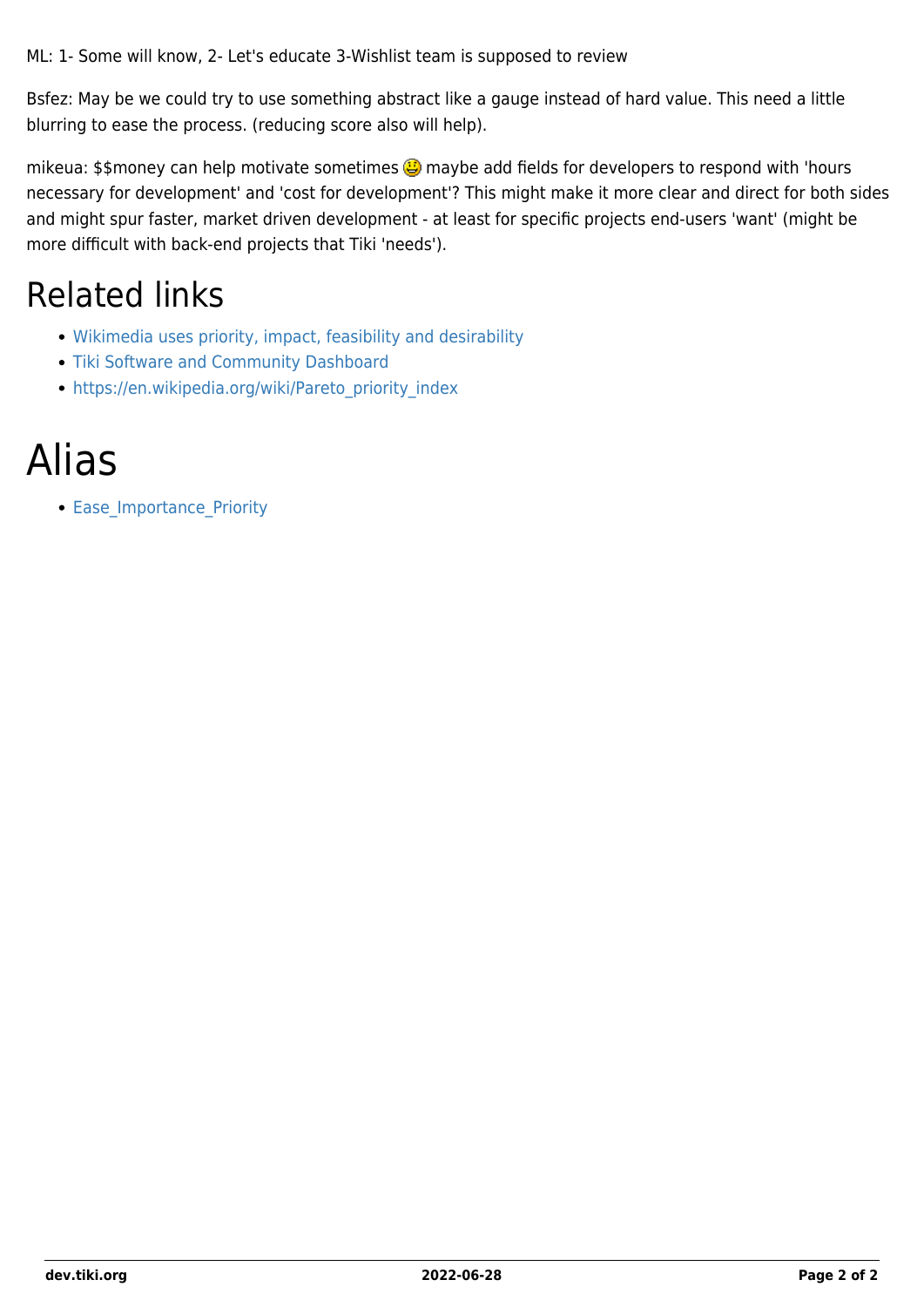ML: 1- Some will know, 2- Let's educate 3-Wishlist team is supposed to review

Bsfez: May be we could try to use something abstract like a gauge instead of hard value. This need a little blurring to ease the process. (reducing score also will help).

mikeua: $$money can help motivate sometimes 😃 maybe add fields for developers to respond with 'hours necessary for development' and 'cost for development'? This might make it more clear and direct for both sides and might spur faster, market driven development - at least for specific projects end-users 'want' (might be more difficult with back-end projects that Tiki 'needs').

# Related links

- Wikimedia uses priority, impact, feasibility and desirability
- Tiki Software and Community Dashboard
- https://en.wikipedia.org/wiki/Pareto_priority_index

# Alias

- Ease_Importance_Priority